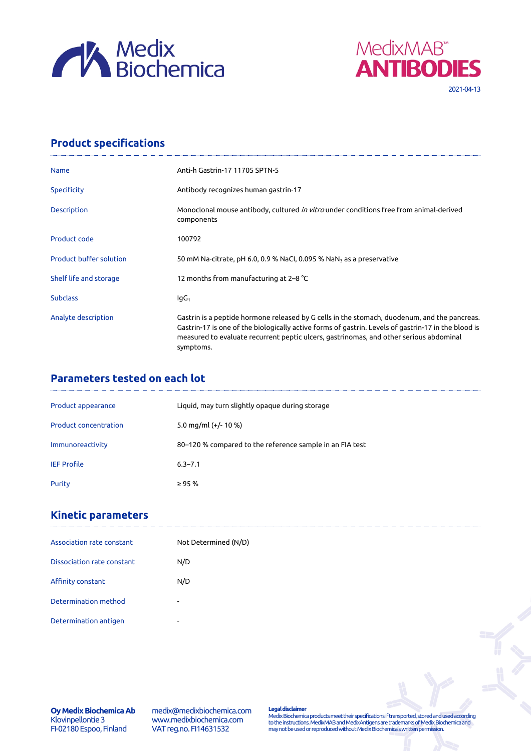Medix Biochemica

MedixMAB™ ANTIBODIES

2021-04-13

## Product specifications

| | |
|---|---|
| Name | Anti-h Gastrin-17 11705 SPTN-5 |
| Specificity | Antibody recognizes human gastrin-17 |
| Description | Monoclonal mouse antibody, cultured *in vitro* under conditions free from animal-derived components |
| Product code | 100792 |
| Product buffer solution | 50 mM Na-citrate, pH 6.0, 0.9 % NaCl, 0.095 % $NaN_3$ as a preservative |
| Shelf life and storage | 12 months from manufacturing at 2–8 °C |
| Subclass | $IgG_1$ |
| Analyte description | Gastrin is a peptide hormone released by G cells in the stomach, duodenum, and the pancreas. Gastrin-17 is one of the biologically active forms of gastrin. Levels of gastrin-17 in the blood is measured to evaluate recurrent peptic ulcers, gastrinomas, and other serious abdominal symptoms. |

## Parameters tested on each lot

| | |
|---|---|
| Product appearance | Liquid, may turn slightly opaque during storage |
| Product concentration | 5.0 mg/ml (+/- 10 %) |
| Immunoreactivity | 80–120 % compared to the reference sample in an FIA test |
| IEF Profile | 6.3–7.1 |
| Purity | ≥ 95 % |

## Kinetic parameters

| | |
|---|---|
| Association rate constant | Not Determined (N/D) |
| Dissociation rate constant | N/D |
| Affinity constant | N/D |
| Determination method | - |
| Determination antigen | - |

**Oy Medix Biochemica Ab**
Klovinpellontie 3
FI-02180 Espoo, Finland

medix@medixbiochemica.com
www.medixbiochemica.com
VAT reg.no. FI14631532

**Legal disclaimer**
Medix Biochemica products meet their specifications if transported, stored and used according to the instructions. MedixMAB and MedixAntigens are trademarks of Medix Biochemica and may not be used or reproduced without Medix Biochemica's written permission.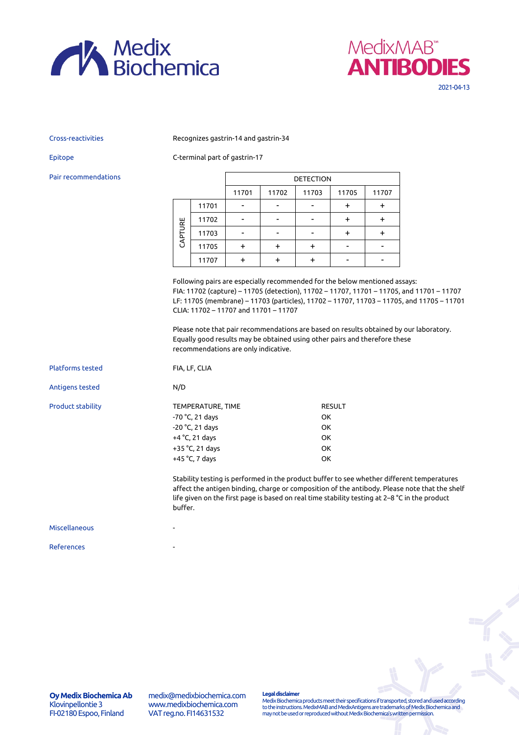Cross-reactivities

Recognizes gastrin-14 and gastrin-34

Epitope

C-terminal part of gastrin-17

Pair recommendations

| | | DETECTION | | | | |
|---|---|---|---|---|---|---|
| | | 11701 | 11702 | 11703 | 11705 | 11707 |
| CAPTURE | 11701 | - | - | - | + | + |
| | 11702 | - | - | - | + | + |
| | 11703 | - | - | - | + | + |
| | 11705 | + | + | + | - | - |
| | 11707 | + | + | + | - | - |

Following pairs are especially recommended for the below mentioned assays:
FIA: 11702 (capture) – 11705 (detection), 11702 – 11707, 11701 – 11705, and 11701 – 11707
LF: 11705 (membrane) – 11703 (particles), 11702 – 11707, 11703 – 11705, and 11705 – 11701
CLIA: 11702 – 11707 and 11701 – 11707

Please note that pair recommendations are based on results obtained by our laboratory. Equally good results may be obtained using other pairs and therefore these recommendations are only indicative.

Platforms tested

FIA, LF, CLIA

Antigens tested

N/D

Product stability

| TEMPERATURE, TIME | RESULT |
|---|---|
| -70 °C, 21 days | OK |
| -20 °C, 21 days | OK |
| +4 °C, 21 days | OK |
| +35 °C, 21 days | OK |
| +45 °C, 7 days | OK |

Stability testing is performed in the product buffer to see whether different temperatures affect the antigen binding, charge or composition of the antibody. Please note that the shelf life given on the first page is based on real time stability testing at 2–8 °C in the product buffer.

Miscellaneous

-

References

-